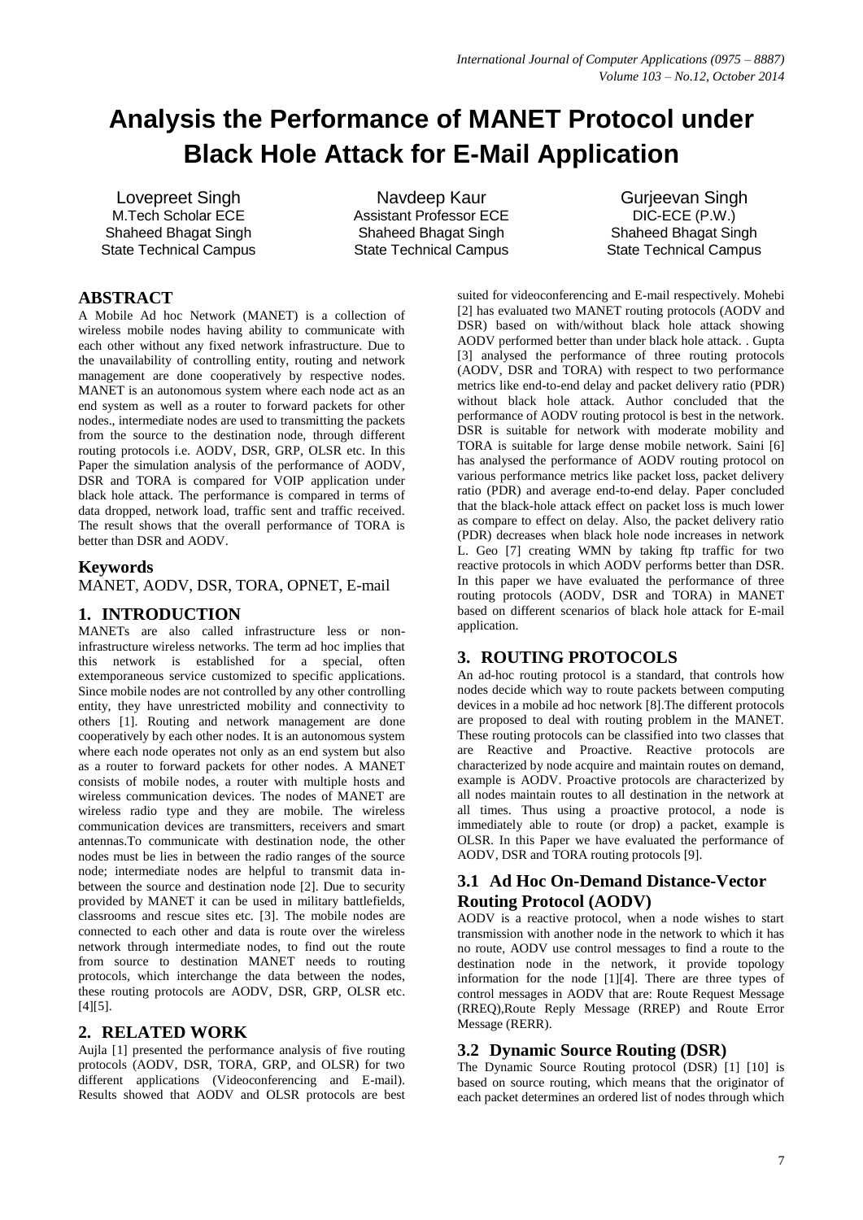# Analysis the Performance of MANET Protocol under Black Hole Attack for E-Mail Application

Lovepreet Singh
M.Tech Scholar ECE
Shaheed Bhagat Singh
State Technical Campus

Navdeep Kaur
Assistant Professor ECE
Shaheed Bhagat Singh
State Technical Campus

Gurjeevan Singh
DIC-ECE (P.W.)
Shaheed Bhagat Singh
State Technical Campus

## ABSTRACT

A Mobile Ad hoc Network (MANET) is a collection of wireless mobile nodes having ability to communicate with each other without any fixed network infrastructure. Due to the unavailability of controlling entity, routing and network management are done cooperatively by respective nodes. MANET is an autonomous system where each node act as an end system as well as a router to forward packets for other nodes., intermediate nodes are used to transmitting the packets from the source to the destination node, through different routing protocols i.e. AODV, DSR, GRP, OLSR etc. In this Paper the simulation analysis of the performance of AODV, DSR and TORA is compared for VOIP application under black hole attack. The performance is compared in terms of data dropped, network load, traffic sent and traffic received. The result shows that the overall performance of TORA is better than DSR and AODV.

## Keywords

MANET, AODV, DSR, TORA, OPNET, E-mail

## 1. INTRODUCTION

MANETs are also called infrastructure less or non-infrastructure wireless networks. The term ad hoc implies that this network is established for a special, often extemporaneous service customized to specific applications. Since mobile nodes are not controlled by any other controlling entity, they have unrestricted mobility and connectivity to others [1]. Routing and network management are done cooperatively by each other nodes. It is an autonomous system where each node operates not only as an end system but also as a router to forward packets for other nodes. A MANET consists of mobile nodes, a router with multiple hosts and wireless communication devices. The nodes of MANET are wireless radio type and they are mobile. The wireless communication devices are transmitters, receivers and smart antennas.To communicate with destination node, the other nodes must be lies in between the radio ranges of the source node; intermediate nodes are helpful to transmit data in-between the source and destination node [2]. Due to security provided by MANET it can be used in military battlefields, classrooms and rescue sites etc. [3]. The mobile nodes are connected to each other and data is route over the wireless network through intermediate nodes, to find out the route from source to destination MANET needs to routing protocols, which interchange the data between the nodes, these routing protocols are AODV, DSR, GRP, OLSR etc. [4][5].

## 2. RELATED WORK

Aujla [1] presented the performance analysis of five routing protocols (AODV, DSR, TORA, GRP, and OLSR) for two different applications (Videoconferencing and E-mail). Results showed that AODV and OLSR protocols are best suited for videoconferencing and E-mail respectively. Mohebi [2] has evaluated two MANET routing protocols (AODV and DSR) based on with/without black hole attack showing AODV performed better than under black hole attack. . Gupta [3] analysed the performance of three routing protocols (AODV, DSR and TORA) with respect to two performance metrics like end-to-end delay and packet delivery ratio (PDR) without black hole attack. Author concluded that the performance of AODV routing protocol is best in the network. DSR is suitable for network with moderate mobility and TORA is suitable for large dense mobile network. Saini [6] has analysed the performance of AODV routing protocol on various performance metrics like packet loss, packet delivery ratio (PDR) and average end-to-end delay. Paper concluded that the black-hole attack effect on packet loss is much lower as compare to effect on delay. Also, the packet delivery ratio (PDR) decreases when black hole node increases in network L. Geo [7] creating WMN by taking ftp traffic for two reactive protocols in which AODV performs better than DSR. In this paper we have evaluated the performance of three routing protocols (AODV, DSR and TORA) in MANET based on different scenarios of black hole attack for E-mail application.

## 3. ROUTING PROTOCOLS

An ad-hoc routing protocol is a standard, that controls how nodes decide which way to route packets between computing devices in a mobile ad hoc network [8].The different protocols are proposed to deal with routing problem in the MANET. These routing protocols can be classified into two classes that are Reactive and Proactive. Reactive protocols are characterized by node acquire and maintain routes on demand, example is AODV. Proactive protocols are characterized by all nodes maintain routes to all destination in the network at all times. Thus using a proactive protocol, a node is immediately able to route (or drop) a packet, example is OLSR. In this Paper we have evaluated the performance of AODV, DSR and TORA routing protocols [9].

### 3.1 Ad Hoc On-Demand Distance-Vector Routing Protocol (AODV)

AODV is a reactive protocol, when a node wishes to start transmission with another node in the network to which it has no route, AODV use control messages to find a route to the destination node in the network, it provide topology information for the node [1][4]. There are three types of control messages in AODV that are: Route Request Message (RREQ),Route Reply Message (RREP) and Route Error Message (RERR).

### 3.2 Dynamic Source Routing (DSR)

The Dynamic Source Routing protocol (DSR) [1] [10] is based on source routing, which means that the originator of each packet determines an ordered list of nodes through which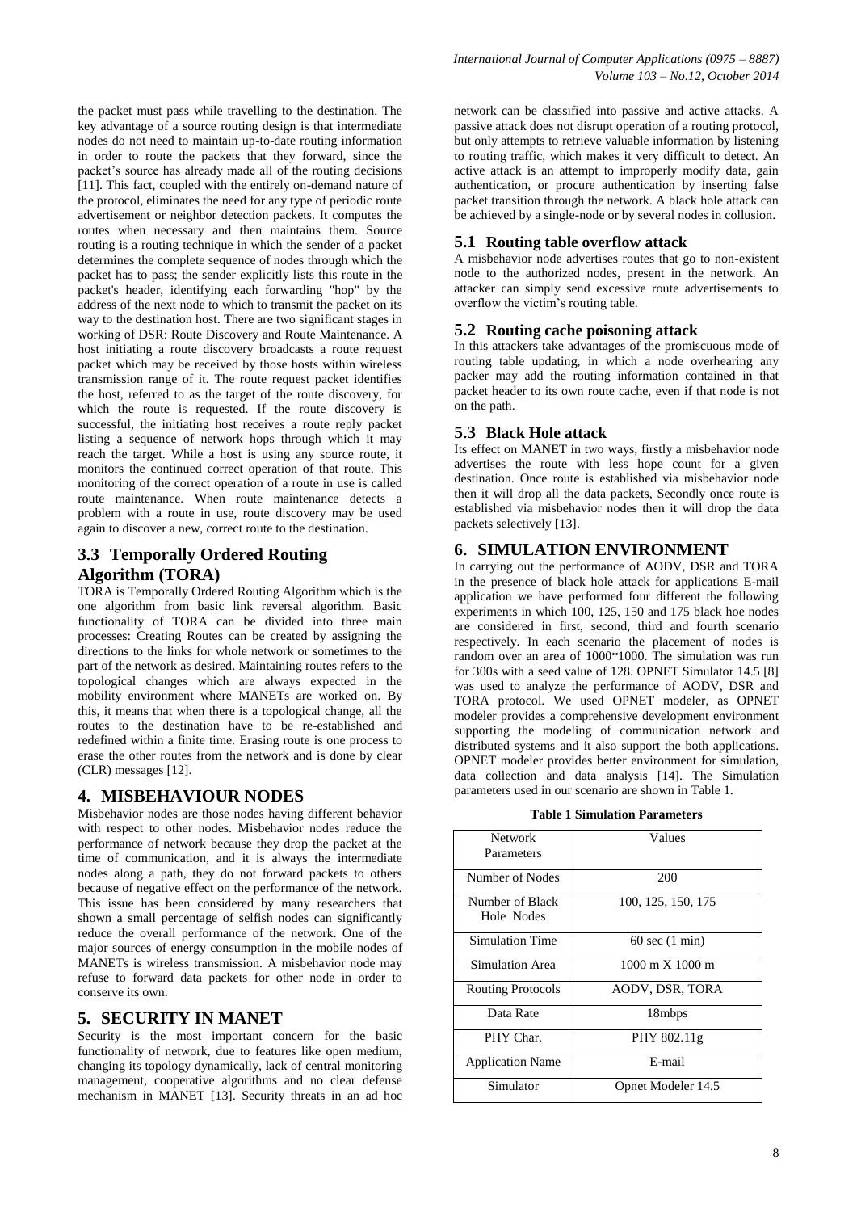the packet must pass while travelling to the destination. The key advantage of a source routing design is that intermediate nodes do not need to maintain up-to-date routing information in order to route the packets that they forward, since the packet's source has already made all of the routing decisions [11]. This fact, coupled with the entirely on-demand nature of the protocol, eliminates the need for any type of periodic route advertisement or neighbor detection packets. It computes the routes when necessary and then maintains them. Source routing is a routing technique in which the sender of a packet determines the complete sequence of nodes through which the packet has to pass; the sender explicitly lists this route in the packet's header, identifying each forwarding "hop" by the address of the next node to which to transmit the packet on its way to the destination host. There are two significant stages in working of DSR: Route Discovery and Route Maintenance. A host initiating a route discovery broadcasts a route request packet which may be received by those hosts within wireless transmission range of it. The route request packet identifies the host, referred to as the target of the route discovery, for which the route is requested. If the route discovery is successful, the initiating host receives a route reply packet listing a sequence of network hops through which it may reach the target. While a host is using any source route, it monitors the continued correct operation of that route. This monitoring of the correct operation of a route in use is called route maintenance. When route maintenance detects a problem with a route in use, route discovery may be used again to discover a new, correct route to the destination.

### 3.3 Temporally Ordered Routing Algorithm (TORA)

TORA is Temporally Ordered Routing Algorithm which is the one algorithm from basic link reversal algorithm. Basic functionality of TORA can be divided into three main processes: Creating Routes can be created by assigning the directions to the links for whole network or sometimes to the part of the network as desired. Maintaining routes refers to the topological changes which are always expected in the mobility environment where MANETs are worked on. By this, it means that when there is a topological change, all the routes to the destination have to be re-established and redefined within a finite time. Erasing route is one process to erase the other routes from the network and is done by clear (CLR) messages [12].

## 4. MISBEHAVIOUR NODES

Misbehavior nodes are those nodes having different behavior with respect to other nodes. Misbehavior nodes reduce the performance of network because they drop the packet at the time of communication, and it is always the intermediate nodes along a path, they do not forward packets to others because of negative effect on the performance of the network. This issue has been considered by many researchers that shown a small percentage of selfish nodes can significantly reduce the overall performance of the network. One of the major sources of energy consumption in the mobile nodes of MANETs is wireless transmission. A misbehavior node may refuse to forward data packets for other node in order to conserve its own.

## 5. SECURITY IN MANET

Security is the most important concern for the basic functionality of network, due to features like open medium, changing its topology dynamically, lack of central monitoring management, cooperative algorithms and no clear defense mechanism in MANET [13]. Security threats in an ad hoc network can be classified into passive and active attacks. A passive attack does not disrupt operation of a routing protocol, but only attempts to retrieve valuable information by listening to routing traffic, which makes it very difficult to detect. An active attack is an attempt to improperly modify data, gain authentication, or procure authentication by inserting false packet transition through the network. A black hole attack can be achieved by a single-node or by several nodes in collusion.

### 5.1 Routing table overflow attack

A misbehavior node advertises routes that go to non-existent node to the authorized nodes, present in the network. An attacker can simply send excessive route advertisements to overflow the victim's routing table.

### 5.2 Routing cache poisoning attack

In this attackers take advantages of the promiscuous mode of routing table updating, in which a node overhearing any packer may add the routing information contained in that packet header to its own route cache, even if that node is not on the path.

### 5.3 Black Hole attack

Its effect on MANET in two ways, firstly a misbehavior node advertises the route with less hope count for a given destination. Once route is established via misbehavior node then it will drop all the data packets, Secondly once route is established via misbehavior nodes then it will drop the data packets selectively [13].

## 6. SIMULATION ENVIRONMENT

In carrying out the performance of AODV, DSR and TORA in the presence of black hole attack for applications E-mail application we have performed four different the following experiments in which 100, 125, 150 and 175 black hoe nodes are considered in first, second, third and fourth scenario respectively. In each scenario the placement of nodes is random over an area of 1000*1000. The simulation was run for 300s with a seed value of 128. OPNET Simulator 14.5 [8] was used to analyze the performance of AODV, DSR and TORA protocol. We used OPNET modeler, as OPNET modeler provides a comprehensive development environment supporting the modeling of communication network and distributed systems and it also support the both applications. OPNET modeler provides better environment for simulation, data collection and data analysis [14]. The Simulation parameters used in our scenario are shown in Table 1.

**Table 1 Simulation Parameters**

| Network Parameters | Values |
|---|---|
| Number of Nodes | 200 |
| Number of Black Hole Nodes | 100, 125, 150, 175 |
| Simulation Time | 60 sec (1 min) |
| Simulation Area | 1000 m X 1000 m |
| Routing Protocols | AODV, DSR, TORA |
| Data Rate | 18mbps |
| PHY Char. | PHY 802.11g |
| Application Name | E-mail |
| Simulator | Opnet Modeler 14.5 |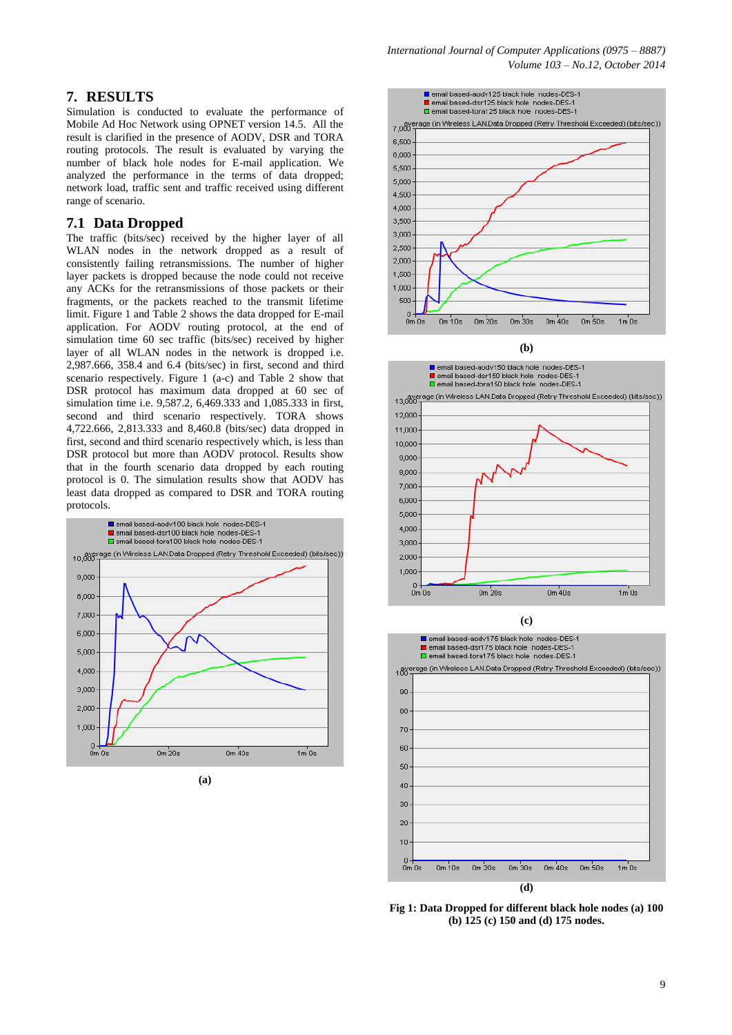## 7. RESULTS

Simulation is conducted to evaluate the performance of Mobile Ad Hoc Network using OPNET version 14.5. All the result is clarified in the presence of AODV, DSR and TORA routing protocols. The result is evaluated by varying the number of black hole nodes for E-mail application. We analyzed the performance in the terms of data dropped; network load, traffic sent and traffic received using different range of scenario.

### 7.1 Data Dropped

The traffic (bits/sec) received by the higher layer of all WLAN nodes in the network dropped as a result of consistently failing retransmissions. The number of higher layer packets is dropped because the node could not receive any ACKs for the retransmissions of those packets or their fragments, or the packets reached to the transmit lifetime limit. Figure 1 and Table 2 shows the data dropped for E-mail application. For AODV routing protocol, at the end of simulation time 60 sec traffic (bits/sec) received by higher layer of all WLAN nodes is dropped i.e. 2,987.666, 358.4 and 6.4 (bits/sec) in first, second and third scenario respectively. Figure 1 (a-c) and Table 2 show that DSR protocol has maximum data dropped at 60 sec of simulation time i.e. 9,587.2, 6,469.333 and 1,085.333 in first, second and third scenario respectively. TORA shows 4,722.666, 2,813.333 and 8,460.8 (bits/sec) data dropped in first, second and third scenario respectively which, is less than DSR protocol but more than AODV protocol. Results show that in the fourth scenario data dropped by each routing protocol is 0. The simulation results show that AODV has least data dropped as compared to DSR and TORA routing protocols.

(a)

(b)

(c)

(d)

**Fig 1: Data Dropped for different black hole nodes (a) 100 (b) 125 (c) 150 and (d) 175 nodes.**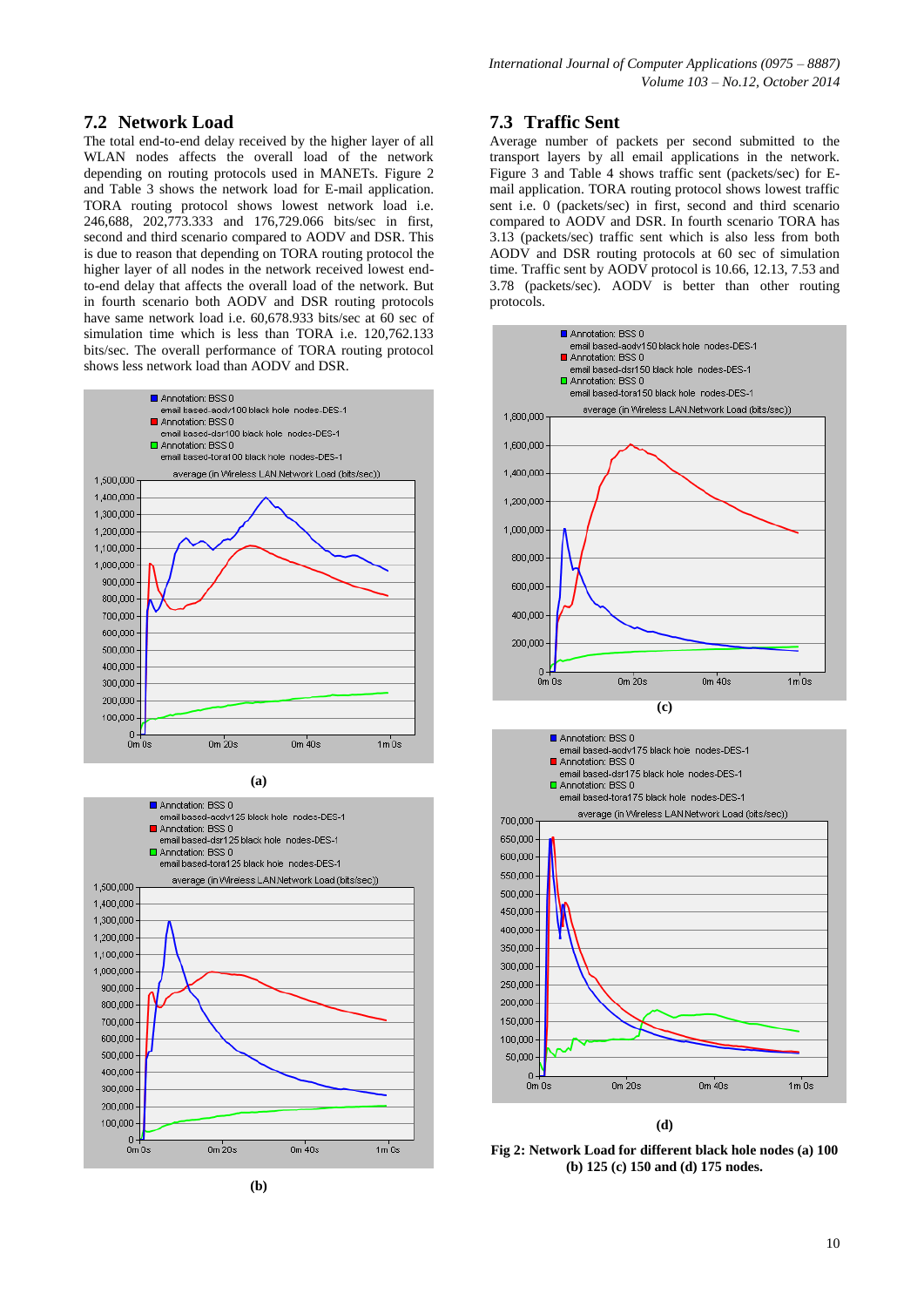## 7.2 Network Load

The total end-to-end delay received by the higher layer of all WLAN nodes affects the overall load of the network depending on routing protocols used in MANETs. Figure 2 and Table 3 shows the network load for E-mail application. TORA routing protocol shows lowest network load i.e. 246,688, 202,773.333 and 176,729.066 bits/sec in first, second and third scenario compared to AODV and DSR. This is due to reason that depending on TORA routing protocol the higher layer of all nodes in the network received lowest end-to-end delay that affects the overall load of the network. But in fourth scenario both AODV and DSR routing protocols have same network load i.e. 60,678.933 bits/sec at 60 sec of simulation time which is less than TORA i.e. 120,762.133 bits/sec. The overall performance of TORA routing protocol shows less network load than AODV and DSR.

(a)

(b)

(c)

(d)

**Fig 2: Network Load for different black hole nodes (a) 100 (b) 125 (c) 150 and (d) 175 nodes.**

## 7.3 Traffic Sent

Average number of packets per second submitted to the transport layers by all email applications in the network. Figure 3 and Table 4 shows traffic sent (packets/sec) for E-mail application. TORA routing protocol shows lowest traffic sent i.e. 0 (packets/sec) in first, second and third scenario compared to AODV and DSR. In fourth scenario TORA has 3.13 (packets/sec) traffic sent which is also less from both AODV and DSR routing protocols at 60 sec of simulation time. Traffic sent by AODV protocol is 10.66, 12.13, 7.53 and 3.78 (packets/sec). AODV is better than other routing protocols.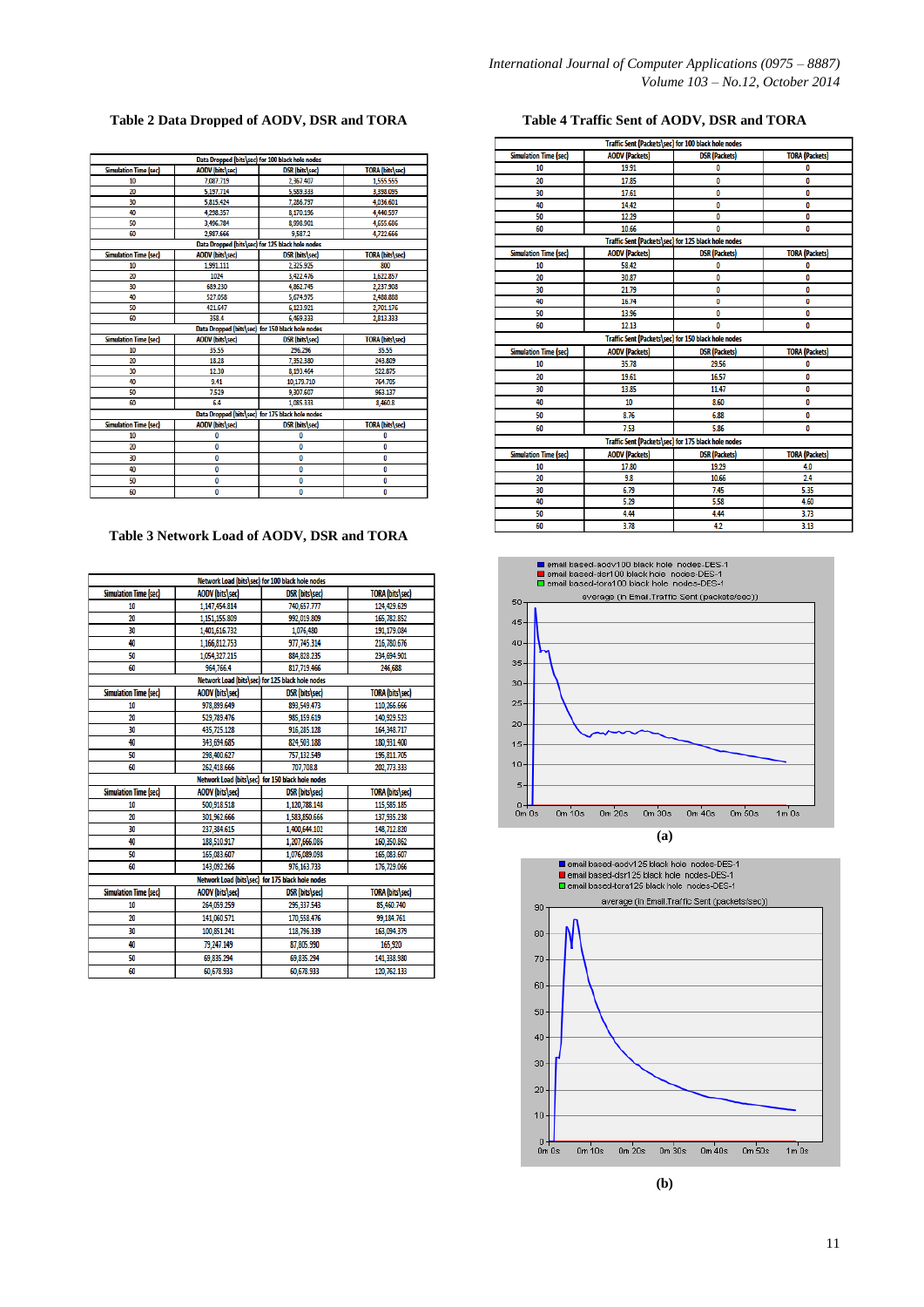**Table 2 Data Dropped of AODV, DSR and TORA**

| Data Dropped (bits\sec) for 100 black hole nodes | | | |
|---|---|---|---|
| Simulation Time (sec) | AODV (bits\sec) | DSR (bits\sec) | TORA (bits\sec) |
| 10 | 7,087.719 | 2,367.407 | 1,555.555 |
| 20 | 5,197.714 | 5,589.333 | 3,398.095 |
| 30 | 5,815.424 | 7,286.797 | 4,036.601 |
| 40 | 4,298.357 | 8,170.196 | 4,440.597 |
| 50 | 3,496.784 | 8,998.901 | 4,655.686 |
| 60 | 2,987.666 | 9,587.2 | 4,722.666 |
| Data Dropped (bits\sec) for 125 black hole nodes | | | |
| Simulation Time (sec) | AODV (bits\sec) | DSR (bits\sec) | TORA (bits\sec) |
| 10 | 1,991.111 | 2,325.925 | 800 |
| 20 | 1024 | 3,422.476 | 1,622.857 |
| 30 | 689.230 | 4,862.745 | 2,237.908 |
| 40 | 527.058 | 5,674.975 | 2,488.888 |
| 50 | 421.647 | 6,123.921 | 2,701.176 |
| 60 | 358.4 | 6,469.333 | 2,813.333 |
| Data Dropped (bits\sec) for 150 black hole nodes | | | |
| Simulation Time (sec) | AODV (bits\sec) | DSR (bits\sec) | TORA (bits\sec) |
| 10 | 35.55 | 296.296 | 35.55 |
| 20 | 18.28 | 7,352.380 | 243.809 |
| 30 | 12.30 | 8,193.464 | 522.875 |
| 40 | 9.41 | 10,179.710 | 764.705 |
| 50 | 7.529 | 9,307.607 | 963.137 |
| 60 | 6.4 | 1,085.333 | 8,460.8 |
| Data Dropped (bits\sec) for 175 black hole nodes | | | |
| Simulation Time (sec) | AODV (bits\sec) | DSR (bits\sec) | TORA (bits\sec) |
| 10 | 0 | 0 | 0 |
| 20 | 0 | 0 | 0 |
| 30 | 0 | 0 | 0 |
| 40 | 0 | 0 | 0 |
| 50 | 0 | 0 | 0 |
| 60 | 0 | 0 | 0 |

**Table 3 Network Load of AODV, DSR and TORA**

| Network Load (bits\sec) for 100 black hole nodes | | | |
|---|---|---|---|
| Simulation Time (sec) | AODV (bits\sec) | DSR (bits\sec) | TORA (bits\sec) |
| 10 | 1,147,454.814 | 740,657.777 | 124,429.629 |
| 20 | 1,151,155.809 | 992,019.809 | 165,782.852 |
| 30 | 1,401,616.732 | 1,076,480 | 191,179.084 |
| 40 | 1,166,812.753 | 977,745.314 | 216,780.676 |
| 50 | 1,054,327.215 | 884,828.235 | 234,694.901 |
| 60 | 964,766.4 | 817,719.466 | 246,688 |
| Network Load (bits\sec) for 125 black hole nodes | | | |
| Simulation Time (sec) | AODV (bits\sec) | DSR (bits\sec) | TORA (bits\sec) |
| 10 | 978,899.649 | 893,549.473 | 110,266.666 |
| 20 | 529,789.476 | 985,159.619 | 140,929.523 |
| 30 | 435,725.128 | 916,285.128 | 164,348.717 |
| 40 | 343,694.685 | 824,503.188 | 180,931.400 |
| 50 | 298,400.627 | 757,132.549 | 195,811.765 |
| 60 | 262,418.666 | 707,708.8 | 202,773.333 |
| Network Load (bits\sec) for 150 black hole nodes | | | |
| Simulation Time (sec) | AODV (bits\sec) | DSR (bits\sec) | TORA (bits\sec) |
| 10 | 500,918.518 | 1,120,788.148 | 115,585.185 |
| 20 | 301,962.666 | 1,583,850.666 | 137,935.238 |
| 30 | 237,384.615 | 1,400,644.102 | 148,712.820 |
| 40 | 188,510.917 | 1,207,666.086 | 169,250.862 |
| 50 | 165,083.607 | 1,076,089.098 | 165,083.607 |
| 60 | 143,092.266 | 976,163.733 | 176,729.066 |
| Network Load (bits\sec) for 175 black hole nodes | | | |
| Simulation Time (sec) | AODV (bits\sec) | DSR (bits\sec) | TORA (bits\sec) |
| 10 | 264,059.259 | 295,337.543 | 85,460.740 |
| 20 | 141,060.571 | 170,558.476 | 99,184.761 |
| 30 | 100,851.241 | 118,796.339 | 163,094.379 |
| 40 | 79,247.149 | 87,805.590 | 165,920 |
| 50 | 69,835.294 | 69,835.294 | 141,338.980 |
| 60 | 60,678.933 | 60,678.933 | 120,762.133 |

**Table 4 Traffic Sent of AODV, DSR and TORA**

| Traffic Sent (Packets\sec) for 100 black hole nodes | | | |
|---|---|---|---|
| Simulation Time (sec) | AODV (Packets) | DSR (Packets) | TORA (Packets) |
| 10 | 19.91 | 0 | 0 |
| 20 | 17.85 | 0 | 0 |
| 30 | 17.61 | 0 | 0 |
| 40 | 14.42 | 0 | 0 |
| 50 | 12.29 | 0 | 0 |
| 60 | 10.66 | 0 | 0 |
| Traffic Sent (Packets\sec) for 125 black hole nodes | | | |
| Simulation Time (sec) | AODV (Packets) | DSR (Packets) | TORA (Packets) |
| 10 | 58.42 | 0 | 0 |
| 20 | 30.87 | 0 | 0 |
| 30 | 21.79 | 0 | 0 |
| 40 | 16.74 | 0 | 0 |
| 50 | 13.96 | 0 | 0 |
| 60 | 12.13 | 0 | 0 |
| Traffic Sent (Packets\sec) for 150 black hole nodes | | | |
| Simulation Time (sec) | AODV (Packets) | DSR (Packets) | TORA (Packets) |
| 10 | 35.78 | 29.56 | 0 |
| 20 | 19.61 | 16.57 | 0 |
| 30 | 13.85 | 11.47 | 0 |
| 40 | 10 | 8.60 | 0 |
| 50 | 8.76 | 6.88 | 0 |
| 60 | 7.53 | 5.86 | 0 |
| Traffic Sent (Packets\sec) for 175 black hole nodes | | | |
| Simulation Time (sec) | AODV (Packets) | DSR (Packets) | TORA (Packets) |
| 10 | 17.80 | 19.29 | 4.0 |
| 20 | 9.8 | 10.66 | 2.4 |
| 30 | 6.79 | 7.45 | 5.35 |
| 40 | 5.29 | 5.58 | 4.60 |
| 50 | 4.44 | 4.44 | 3.73 |
| 60 | 3.78 | 4.2 | 3.13 |

(a)

(b)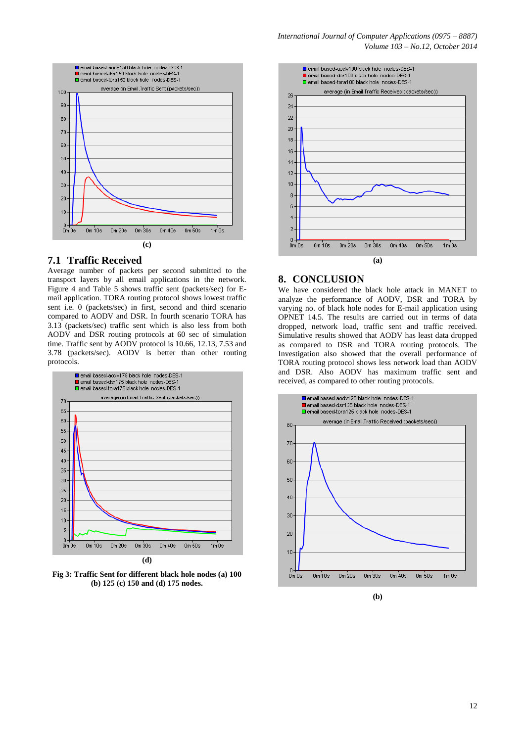(c)

## 7.1 Traffic Received

Average number of packets per second submitted to the transport layers by all email applications in the network. Figure 4 and Table 5 shows traffic sent (packets/sec) for E-mail application. TORA routing protocol shows lowest traffic sent i.e. 0 (packets/sec) in first, second and third scenario compared to AODV and DSR. In fourth scenario TORA has 3.13 (packets/sec) traffic sent which is also less from both AODV and DSR routing protocols at 60 sec of simulation time. Traffic sent by AODV protocol is 10.66, 12.13, 7.53 and 3.78 (packets/sec). AODV is better than other routing protocols.

(d)

**Fig 3: Traffic Sent for different black hole nodes (a) 100 (b) 125 (c) 150 and (d) 175 nodes.**

(a)

## 8. CONCLUSION

We have considered the black hole attack in MANET to analyze the performance of AODV, DSR and TORA by varying no. of black hole nodes for E-mail application using OPNET 14.5. The results are carried out in terms of data dropped, network load, traffic sent and traffic received. Simulative results showed that AODV has least data dropped as compared to DSR and TORA routing protocols. The Investigation also showed that the overall performance of TORA routing protocol shows less network load than AODV and DSR. Also AODV has maximum traffic sent and received, as compared to other routing protocols.

(b)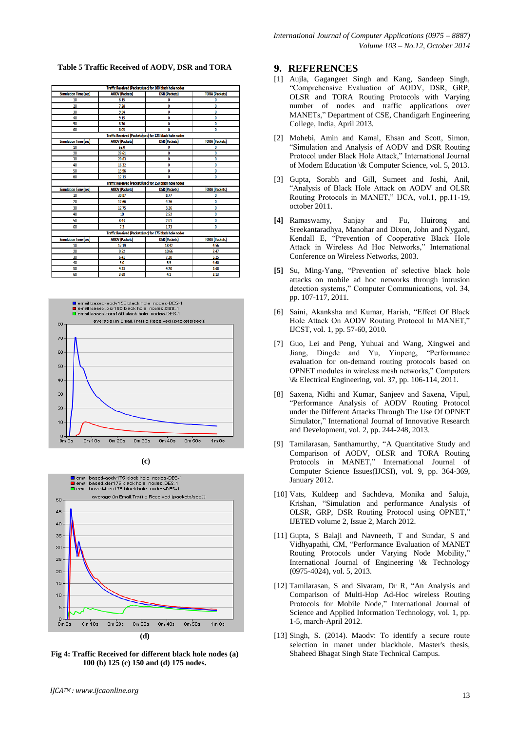**Table 5 Traffic Received of AODV, DSR and TORA**

| Simulation Time (sec) | AODV (Packets) | DSR (Packets) | TORA (Packets) |
|---|---|---|---|
| Traffic Received (Packets\sec) for 100 black hole nodes | | | |
| 10 | 8.15 | 0 | 0 |
| 20 | 7.28 | 0 | 0 |
| 30 | 9.54 | 0 | 0 |
| 40 | 9.15 | 0 | 0 |
| 50 | 8.70 | 0 | 0 |
| 60 | 8.05 | 0 | 0 |
| Traffic Received (Packets\sec) for 125 black hole nodes | | | |
| Simulation Time (sec) | AODV (Packets) | DSR (Packets) | TORA (Packets) |
| 10 | 55.0 | 0 | 0 |
| 20 | 29.61 | 0 | 0 |
| 30 | 20.83 | 0 | 0 |
| 40 | 16.32 | 0 | 0 |
| 50 | 13.96 | 0 | 0 |
| 60 | 12.13 | 0 | 0 |
| Traffic Received (Packets\sec) for 150 black hole nodes | | | |
| Simulation Time (sec) | AODV (Packets) | DSR (Packets) | TORA (Packets) |
| 10 | 30.87 | 8.77 | 0 |
| 20 | 17.66 | 4.76 | 0 |
| 30 | 12.75 | 3.26 | 0 |
| 40 | 10 | 2.52 | 0 |
| 50 | 8.43 | 2.01 | 0 |
| 60 | 7.3 | 1.73 | 0 |
| Traffic Received (Packets\sec) for 175 black hole nodes | | | |
| Simulation Time (sec) | AODV (Packets) | DSR (Packets) | TORA (Packets) |
| 10 | 17.19 | 18.42 | 4.56 |
| 20 | 9.52 | 10.66 | 2.47 |
| 30 | 6.41 | 7.30 | 5.25 |
| 40 | 5.0 | 5.5 | 4.60 |
| 50 | 4.33 | 4.70 | 3.68 |
| 60 | 3.68 | 4.2 | 3.13 |

email based-aodv150 black hole nodes-DES-1
email based-dsr150 black hole nodes-DES-1
email based-tora150 black hole nodes-DES-1
average (in Email.Traffic Received (packets/sec))
80 70 60 50 40 30 20 10 0
0m 0s 0m 10s 0m 20s 0m 30s 0m 40s 0m 50s 1m 0s

**(c)**

email based-aodv175 black hole nodes-DES-1
email based-dsr175 black hole nodes-DES-1
email based-tora175 black hole nodes-DES-1
average (in Email.Traffic Received (packets/sec))
50 45 40 35 30 25 20 15 10 5 0
0m 0s 0m 10s 0m 20s 0m 30s 0m 40s 0m 50s 1m 0s

**(d)**

**Fig 4: Traffic Received for different black hole nodes (a) 100 (b) 125 (c) 150 and (d) 175 nodes.**

## 9. REFERENCES

[1] Aujla, Gagangeet Singh and Kang, Sandeep Singh, "Comprehensive Evaluation of AODV, DSR, GRP, OLSR and TORA Routing Protocols with Varying number of nodes and traffic applications over MANETs," Department of CSE, Chandigarh Engineering College, India, April 2013.

[2] Mohebi, Amin and Kamal, Ehsan and Scott, Simon, "Simulation and Analysis of AODV and DSR Routing Protocol under Black Hole Attack," International Journal of Modern Education \& Computer Science, vol. 5, 2013.

[3] Gupta, Sorabh and Gill, Sumeet and Joshi, Anil, "Analysis of Black Hole Attack on AODV and OLSR Routing Protocols in MANET," IJCA, vol.1, pp.11-19, october 2011.

**[4]** Ramaswamy, Sanjay and Fu, Huirong and Sreekantaradhya, Manohar and Dixon, John and Nygard, Kendall E, "Prevention of Cooperative Black Hole Attack in Wireless Ad Hoc Networks," International Conference on Wireless Networks, 2003.

**[5]** Su, Ming-Yang, "Prevention of selective black hole attacks on mobile ad hoc networks through intrusion detection systems," Computer Communications, vol. 34, pp. 107-117, 2011.

[6] Saini, Akanksha and Kumar, Harish, "Effect Of Black Hole Attack On AODV Routing Protocol In MANET," IJCST, vol. 1, pp. 57-60, 2010.

[7] Guo, Lei and Peng, Yuhuai and Wang, Xingwei and Jiang, Dingde and Yu, Yinpeng, "Performance evaluation for on-demand routing protocols based on OPNET modules in wireless mesh networks," Computers \& Electrical Engineering, vol. 37, pp. 106-114, 2011.

[8] Saxena, Nidhi and Kumar, Sanjeev and Saxena, Vipul, "Performance Analysis of AODV Routing Protocol under the Different Attacks Through The Use Of OPNET Simulator," International Journal of Innovative Research and Development, vol. 2, pp. 244-248, 2013.

[9] Tamilarasan, Santhamurthy, "A Quantitative Study and Comparison of AODV, OLSR and TORA Routing Protocols in MANET," International Journal of Computer Science Issues(IJCSI), vol. 9, pp. 364-369, January 2012.

[10] Vats, Kuldeep and Sachdeva, Monika and Saluja, Krishan, "Simulation and performance Analysis of OLSR, GRP, DSR Routing Protocol using OPNET," IJETED volume 2, Issue 2, March 2012.

[11] Gupta, S Balaji and Navneeth, T and Sundar, S and Vidhyapathi, CM, "Performance Evaluation of MANET Routing Protocols under Varying Node Mobility," International Journal of Engineering \& Technology (0975-4024), vol. 5, 2013.

[12] Tamilarasan, S and Sivaram, Dr R, "An Analysis and Comparison of Multi-Hop Ad-Hoc wireless Routing Protocols for Mobile Node," International Journal of Science and Applied Information Technology, vol. 1, pp. 1-5, march-April 2012.

[13] Singh, S. (2014). Maodv: To identify a secure route selection in manet under blackhole. Master's thesis, Shaheed Bhagat Singh State Technical Campus.